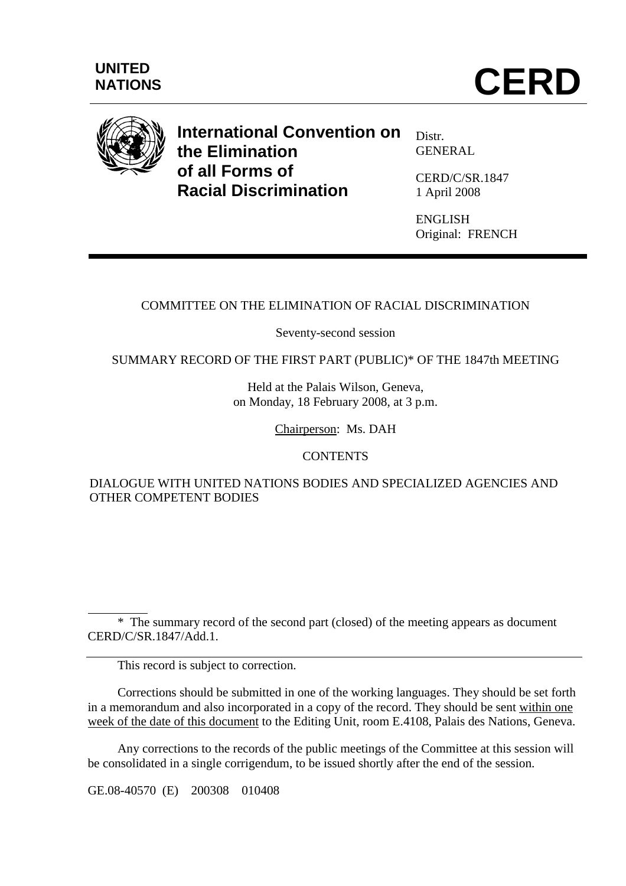**UNITED NATIONS**

# CERD

**International Convention on the Elimination of all Forms of Racial Discrimination**

Distr.
GENERAL

CERD/C/SR.1847
1 April 2008

ENGLISH
Original: FRENCH

---

COMMITTEE ON THE ELIMINATION OF RACIAL DISCRIMINATION

Seventy-second session

SUMMARY RECORD OF THE FIRST PART (PUBLIC)* OF THE 1847th MEETING

Held at the Palais Wilson, Geneva,
on Monday, 18 February 2008, at 3 p.m.

Chairperson: Ms. DAH

CONTENTS

DIALOGUE WITH UNITED NATIONS BODIES AND SPECIALIZED AGENCIES AND OTHER COMPETENT BODIES

---

\* The summary record of the second part (closed) of the meeting appears as document CERD/C/SR.1847/Add.1.

---

This record is subject to correction.

Corrections should be submitted in one of the working languages. They should be set forth in a memorandum and also incorporated in a copy of the record. They should be sent within one week of the date of this document to the Editing Unit, room E.4108, Palais des Nations, Geneva.

Any corrections to the records of the public meetings of the Committee at this session will be consolidated in a single corrigendum, to be issued shortly after the end of the session.

GE.08-40570 (E) 200308 010408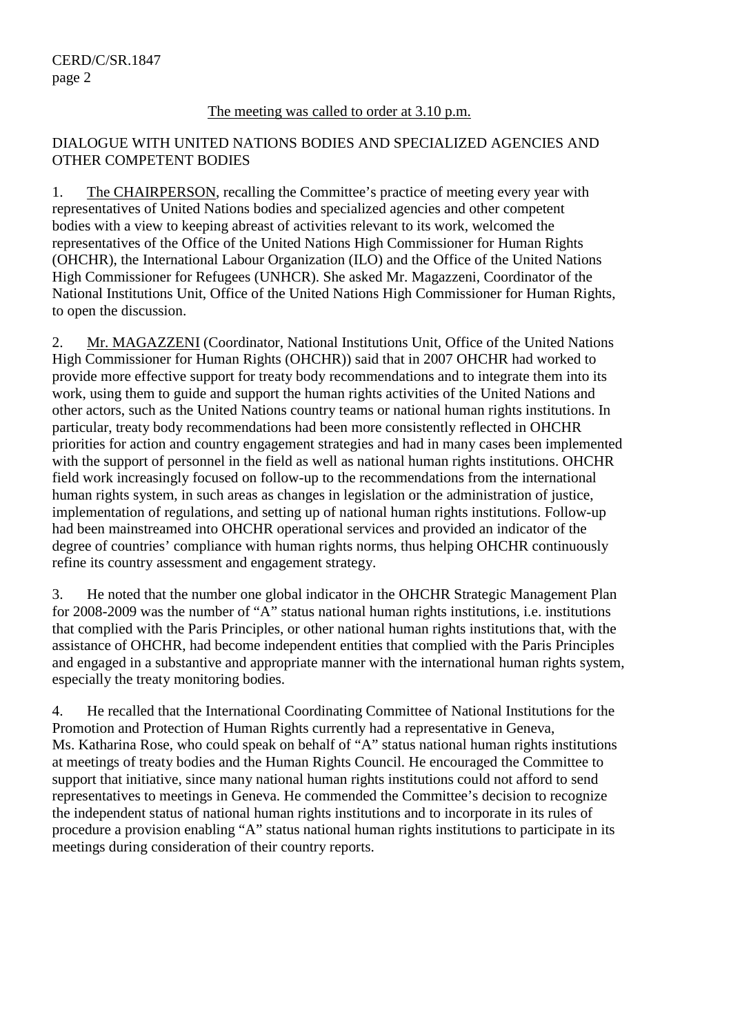The meeting was called to order at 3.10 p.m.

DIALOGUE WITH UNITED NATIONS BODIES AND SPECIALIZED AGENCIES AND OTHER COMPETENT BODIES

1. The CHAIRPERSON, recalling the Committee's practice of meeting every year with representatives of United Nations bodies and specialized agencies and other competent bodies with a view to keeping abreast of activities relevant to its work, welcomed the representatives of the Office of the United Nations High Commissioner for Human Rights (OHCHR), the International Labour Organization (ILO) and the Office of the United Nations High Commissioner for Refugees (UNHCR). She asked Mr. Magazzeni, Coordinator of the National Institutions Unit, Office of the United Nations High Commissioner for Human Rights, to open the discussion.

2. Mr. MAGAZZENI (Coordinator, National Institutions Unit, Office of the United Nations High Commissioner for Human Rights (OHCHR)) said that in 2007 OHCHR had worked to provide more effective support for treaty body recommendations and to integrate them into its work, using them to guide and support the human rights activities of the United Nations and other actors, such as the United Nations country teams or national human rights institutions. In particular, treaty body recommendations had been more consistently reflected in OHCHR priorities for action and country engagement strategies and had in many cases been implemented with the support of personnel in the field as well as national human rights institutions. OHCHR field work increasingly focused on follow-up to the recommendations from the international human rights system, in such areas as changes in legislation or the administration of justice, implementation of regulations, and setting up of national human rights institutions. Follow-up had been mainstreamed into OHCHR operational services and provided an indicator of the degree of countries' compliance with human rights norms, thus helping OHCHR continuously refine its country assessment and engagement strategy.

3. He noted that the number one global indicator in the OHCHR Strategic Management Plan for 2008-2009 was the number of "A" status national human rights institutions, i.e. institutions that complied with the Paris Principles, or other national human rights institutions that, with the assistance of OHCHR, had become independent entities that complied with the Paris Principles and engaged in a substantive and appropriate manner with the international human rights system, especially the treaty monitoring bodies.

4. He recalled that the International Coordinating Committee of National Institutions for the Promotion and Protection of Human Rights currently had a representative in Geneva, Ms. Katharina Rose, who could speak on behalf of "A" status national human rights institutions at meetings of treaty bodies and the Human Rights Council. He encouraged the Committee to support that initiative, since many national human rights institutions could not afford to send representatives to meetings in Geneva. He commended the Committee's decision to recognize the independent status of national human rights institutions and to incorporate in its rules of procedure a provision enabling "A" status national human rights institutions to participate in its meetings during consideration of their country reports.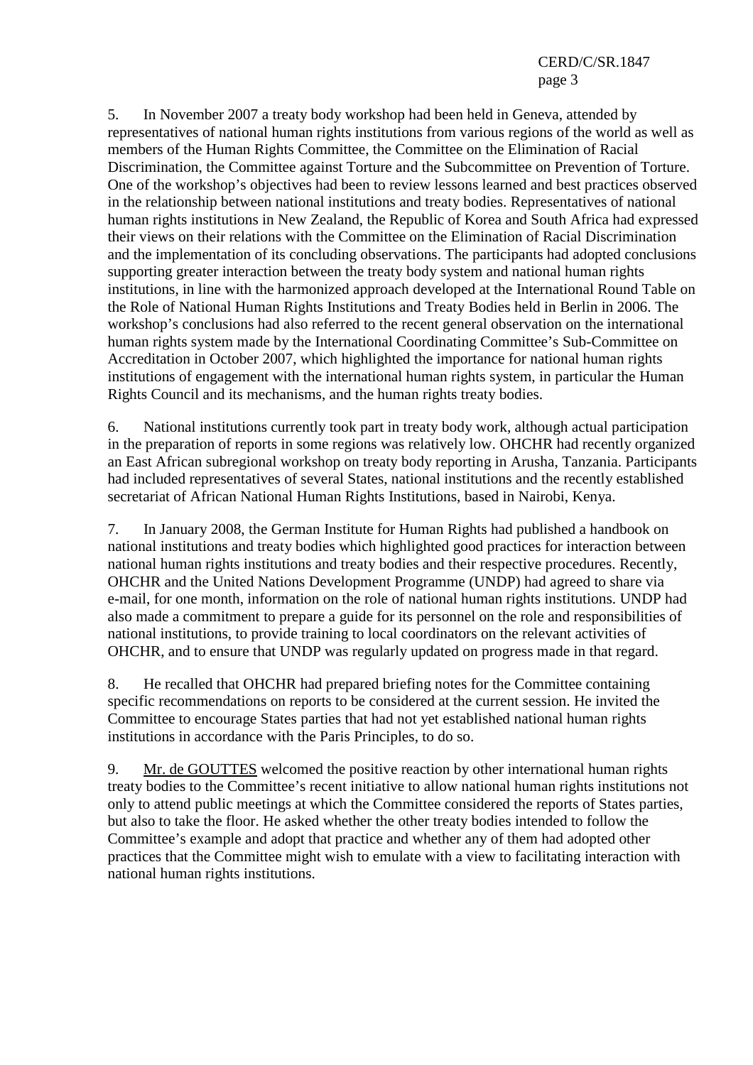5. In November 2007 a treaty body workshop had been held in Geneva, attended by representatives of national human rights institutions from various regions of the world as well as members of the Human Rights Committee, the Committee on the Elimination of Racial Discrimination, the Committee against Torture and the Subcommittee on Prevention of Torture. One of the workshop's objectives had been to review lessons learned and best practices observed in the relationship between national institutions and treaty bodies. Representatives of national human rights institutions in New Zealand, the Republic of Korea and South Africa had expressed their views on their relations with the Committee on the Elimination of Racial Discrimination and the implementation of its concluding observations. The participants had adopted conclusions supporting greater interaction between the treaty body system and national human rights institutions, in line with the harmonized approach developed at the International Round Table on the Role of National Human Rights Institutions and Treaty Bodies held in Berlin in 2006. The workshop's conclusions had also referred to the recent general observation on the international human rights system made by the International Coordinating Committee's Sub-Committee on Accreditation in October 2007, which highlighted the importance for national human rights institutions of engagement with the international human rights system, in particular the Human Rights Council and its mechanisms, and the human rights treaty bodies.

6. National institutions currently took part in treaty body work, although actual participation in the preparation of reports in some regions was relatively low. OHCHR had recently organized an East African subregional workshop on treaty body reporting in Arusha, Tanzania. Participants had included representatives of several States, national institutions and the recently established secretariat of African National Human Rights Institutions, based in Nairobi, Kenya.

7. In January 2008, the German Institute for Human Rights had published a handbook on national institutions and treaty bodies which highlighted good practices for interaction between national human rights institutions and treaty bodies and their respective procedures. Recently, OHCHR and the United Nations Development Programme (UNDP) had agreed to share via e-mail, for one month, information on the role of national human rights institutions. UNDP had also made a commitment to prepare a guide for its personnel on the role and responsibilities of national institutions, to provide training to local coordinators on the relevant activities of OHCHR, and to ensure that UNDP was regularly updated on progress made in that regard.

8. He recalled that OHCHR had prepared briefing notes for the Committee containing specific recommendations on reports to be considered at the current session. He invited the Committee to encourage States parties that had not yet established national human rights institutions in accordance with the Paris Principles, to do so.

9. Mr. de GOUTTES welcomed the positive reaction by other international human rights treaty bodies to the Committee's recent initiative to allow national human rights institutions not only to attend public meetings at which the Committee considered the reports of States parties, but also to take the floor. He asked whether the other treaty bodies intended to follow the Committee's example and adopt that practice and whether any of them had adopted other practices that the Committee might wish to emulate with a view to facilitating interaction with national human rights institutions.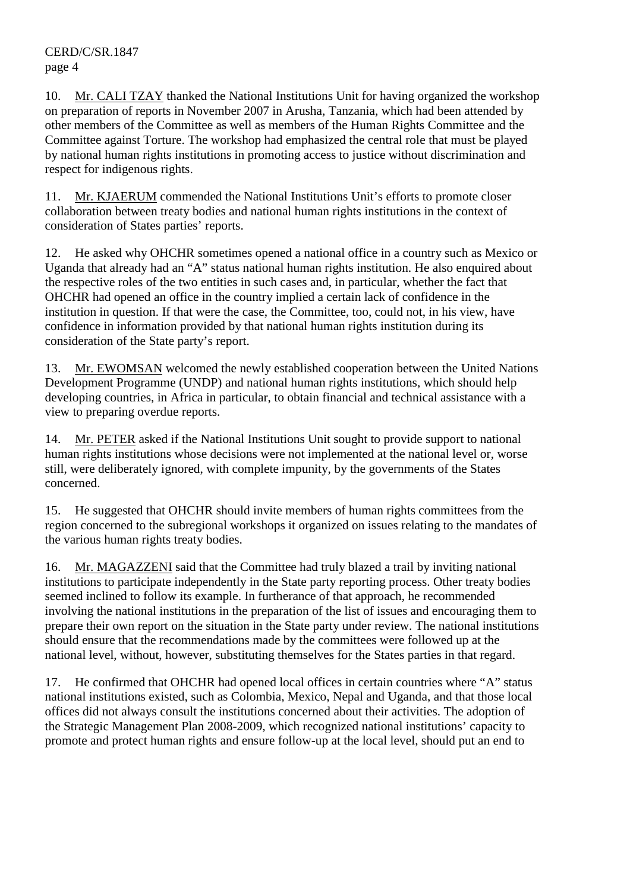10. Mr. CALI TZAY thanked the National Institutions Unit for having organized the workshop on preparation of reports in November 2007 in Arusha, Tanzania, which had been attended by other members of the Committee as well as members of the Human Rights Committee and the Committee against Torture. The workshop had emphasized the central role that must be played by national human rights institutions in promoting access to justice without discrimination and respect for indigenous rights.

11. Mr. KJAERUM commended the National Institutions Unit's efforts to promote closer collaboration between treaty bodies and national human rights institutions in the context of consideration of States parties' reports.

12. He asked why OHCHR sometimes opened a national office in a country such as Mexico or Uganda that already had an "A" status national human rights institution. He also enquired about the respective roles of the two entities in such cases and, in particular, whether the fact that OHCHR had opened an office in the country implied a certain lack of confidence in the institution in question. If that were the case, the Committee, too, could not, in his view, have confidence in information provided by that national human rights institution during its consideration of the State party's report.

13. Mr. EWOMSAN welcomed the newly established cooperation between the United Nations Development Programme (UNDP) and national human rights institutions, which should help developing countries, in Africa in particular, to obtain financial and technical assistance with a view to preparing overdue reports.

14. Mr. PETER asked if the National Institutions Unit sought to provide support to national human rights institutions whose decisions were not implemented at the national level or, worse still, were deliberately ignored, with complete impunity, by the governments of the States concerned.

15. He suggested that OHCHR should invite members of human rights committees from the region concerned to the subregional workshops it organized on issues relating to the mandates of the various human rights treaty bodies.

16. Mr. MAGAZZENI said that the Committee had truly blazed a trail by inviting national institutions to participate independently in the State party reporting process. Other treaty bodies seemed inclined to follow its example. In furtherance of that approach, he recommended involving the national institutions in the preparation of the list of issues and encouraging them to prepare their own report on the situation in the State party under review. The national institutions should ensure that the recommendations made by the committees were followed up at the national level, without, however, substituting themselves for the States parties in that regard.

17. He confirmed that OHCHR had opened local offices in certain countries where "A" status national institutions existed, such as Colombia, Mexico, Nepal and Uganda, and that those local offices did not always consult the institutions concerned about their activities. The adoption of the Strategic Management Plan 2008-2009, which recognized national institutions' capacity to promote and protect human rights and ensure follow-up at the local level, should put an end to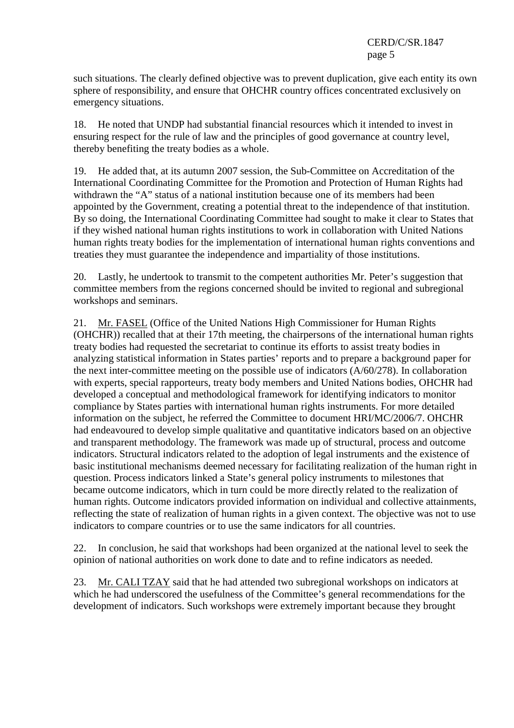such situations. The clearly defined objective was to prevent duplication, give each entity its own sphere of responsibility, and ensure that OHCHR country offices concentrated exclusively on emergency situations.

18. He noted that UNDP had substantial financial resources which it intended to invest in ensuring respect for the rule of law and the principles of good governance at country level, thereby benefiting the treaty bodies as a whole.

19. He added that, at its autumn 2007 session, the Sub-Committee on Accreditation of the International Coordinating Committee for the Promotion and Protection of Human Rights had withdrawn the "A" status of a national institution because one of its members had been appointed by the Government, creating a potential threat to the independence of that institution. By so doing, the International Coordinating Committee had sought to make it clear to States that if they wished national human rights institutions to work in collaboration with United Nations human rights treaty bodies for the implementation of international human rights conventions and treaties they must guarantee the independence and impartiality of those institutions.

20. Lastly, he undertook to transmit to the competent authorities Mr. Peter's suggestion that committee members from the regions concerned should be invited to regional and subregional workshops and seminars.

21. Mr. FASEL (Office of the United Nations High Commissioner for Human Rights (OHCHR)) recalled that at their 17th meeting, the chairpersons of the international human rights treaty bodies had requested the secretariat to continue its efforts to assist treaty bodies in analyzing statistical information in States parties' reports and to prepare a background paper for the next inter-committee meeting on the possible use of indicators (A/60/278). In collaboration with experts, special rapporteurs, treaty body members and United Nations bodies, OHCHR had developed a conceptual and methodological framework for identifying indicators to monitor compliance by States parties with international human rights instruments. For more detailed information on the subject, he referred the Committee to document HRI/MC/2006/7. OHCHR had endeavoured to develop simple qualitative and quantitative indicators based on an objective and transparent methodology. The framework was made up of structural, process and outcome indicators. Structural indicators related to the adoption of legal instruments and the existence of basic institutional mechanisms deemed necessary for facilitating realization of the human right in question. Process indicators linked a State's general policy instruments to milestones that became outcome indicators, which in turn could be more directly related to the realization of human rights. Outcome indicators provided information on individual and collective attainments, reflecting the state of realization of human rights in a given context. The objective was not to use indicators to compare countries or to use the same indicators for all countries.

22. In conclusion, he said that workshops had been organized at the national level to seek the opinion of national authorities on work done to date and to refine indicators as needed.

23. Mr. CALI TZAY said that he had attended two subregional workshops on indicators at which he had underscored the usefulness of the Committee's general recommendations for the development of indicators. Such workshops were extremely important because they brought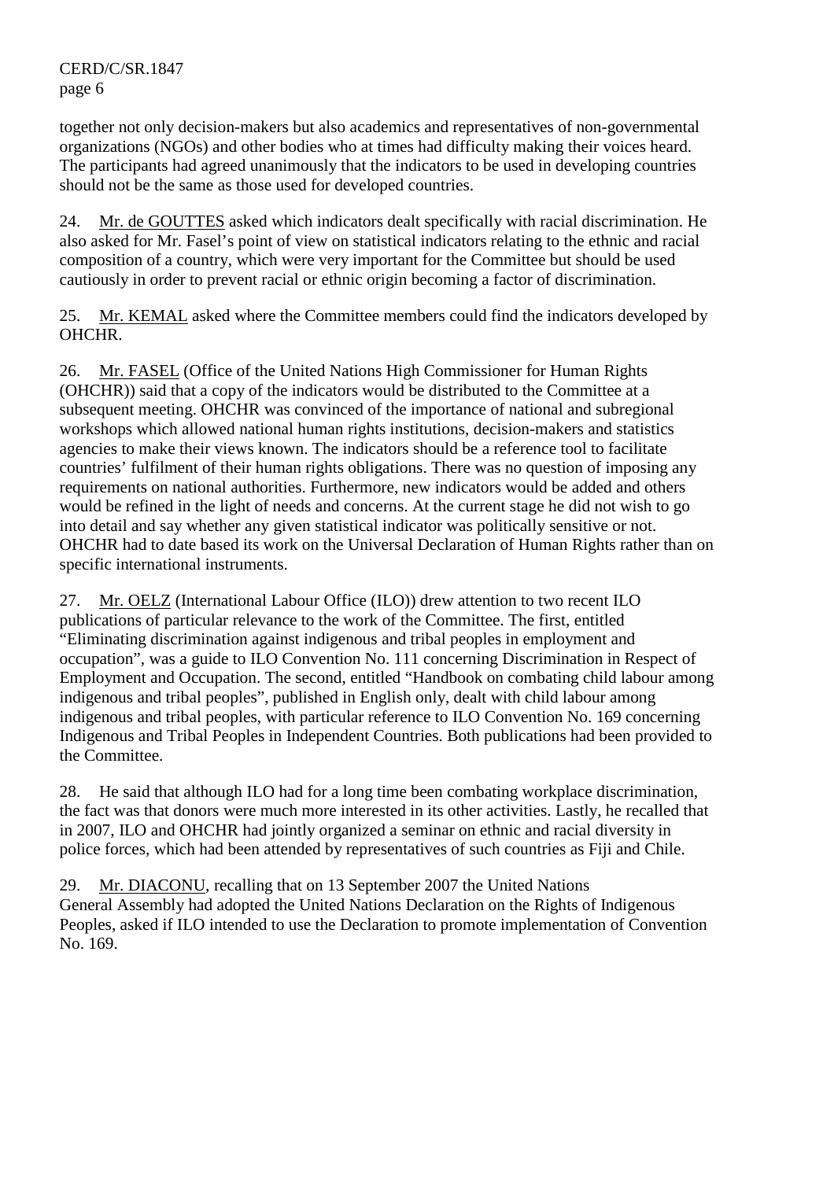together not only decision-makers but also academics and representatives of non-governmental organizations (NGOs) and other bodies who at times had difficulty making their voices heard. The participants had agreed unanimously that the indicators to be used in developing countries should not be the same as those used for developed countries.

24. Mr. de GOUTTES asked which indicators dealt specifically with racial discrimination. He also asked for Mr. Fasel's point of view on statistical indicators relating to the ethnic and racial composition of a country, which were very important for the Committee but should be used cautiously in order to prevent racial or ethnic origin becoming a factor of discrimination.

25. Mr. KEMAL asked where the Committee members could find the indicators developed by OHCHR.

26. Mr. FASEL (Office of the United Nations High Commissioner for Human Rights (OHCHR)) said that a copy of the indicators would be distributed to the Committee at a subsequent meeting. OHCHR was convinced of the importance of national and subregional workshops which allowed national human rights institutions, decision-makers and statistics agencies to make their views known. The indicators should be a reference tool to facilitate countries' fulfilment of their human rights obligations. There was no question of imposing any requirements on national authorities. Furthermore, new indicators would be added and others would be refined in the light of needs and concerns. At the current stage he did not wish to go into detail and say whether any given statistical indicator was politically sensitive or not. OHCHR had to date based its work on the Universal Declaration of Human Rights rather than on specific international instruments.

27. Mr. OELZ (International Labour Office (ILO)) drew attention to two recent ILO publications of particular relevance to the work of the Committee. The first, entitled "Eliminating discrimination against indigenous and tribal peoples in employment and occupation", was a guide to ILO Convention No. 111 concerning Discrimination in Respect of Employment and Occupation. The second, entitled "Handbook on combating child labour among indigenous and tribal peoples", published in English only, dealt with child labour among indigenous and tribal peoples, with particular reference to ILO Convention No. 169 concerning Indigenous and Tribal Peoples in Independent Countries. Both publications had been provided to the Committee.

28. He said that although ILO had for a long time been combating workplace discrimination, the fact was that donors were much more interested in its other activities. Lastly, he recalled that in 2007, ILO and OHCHR had jointly organized a seminar on ethnic and racial diversity in police forces, which had been attended by representatives of such countries as Fiji and Chile.

29. Mr. DIACONU, recalling that on 13 September 2007 the United Nations General Assembly had adopted the United Nations Declaration on the Rights of Indigenous Peoples, asked if ILO intended to use the Declaration to promote implementation of Convention No. 169.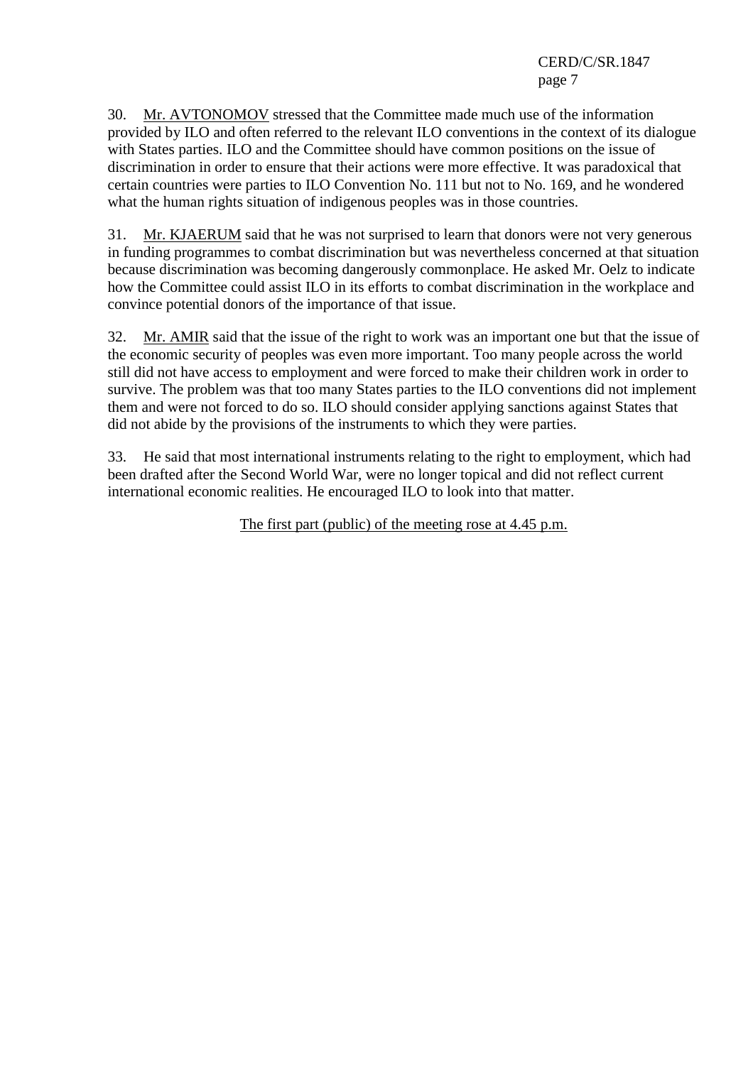30. Mr. AVTONOMOV stressed that the Committee made much use of the information provided by ILO and often referred to the relevant ILO conventions in the context of its dialogue with States parties. ILO and the Committee should have common positions on the issue of discrimination in order to ensure that their actions were more effective. It was paradoxical that certain countries were parties to ILO Convention No. 111 but not to No. 169, and he wondered what the human rights situation of indigenous peoples was in those countries.

31. Mr. KJAERUM said that he was not surprised to learn that donors were not very generous in funding programmes to combat discrimination but was nevertheless concerned at that situation because discrimination was becoming dangerously commonplace. He asked Mr. Oelz to indicate how the Committee could assist ILO in its efforts to combat discrimination in the workplace and convince potential donors of the importance of that issue.

32. Mr. AMIR said that the issue of the right to work was an important one but that the issue of the economic security of peoples was even more important. Too many people across the world still did not have access to employment and were forced to make their children work in order to survive. The problem was that too many States parties to the ILO conventions did not implement them and were not forced to do so. ILO should consider applying sanctions against States that did not abide by the provisions of the instruments to which they were parties.

33. He said that most international instruments relating to the right to employment, which had been drafted after the Second World War, were no longer topical and did not reflect current international economic realities. He encouraged ILO to look into that matter.

The first part (public) of the meeting rose at 4.45 p.m.